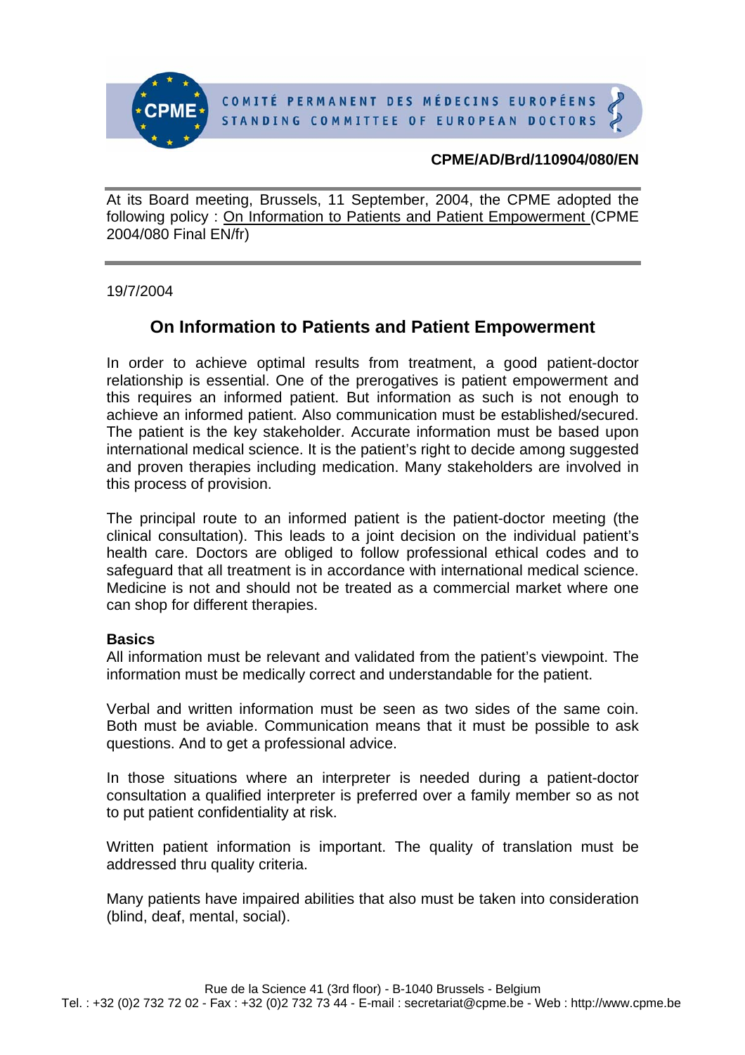COMITÉ PERMANENT DES MÉDECINS EUROPÉENS
STANDING COMMITTEE OF EUROPEAN DOCTORS

**CPME/AD/Brd/110904/080/EN**

At its Board meeting, Brussels, 11 September, 2004, the CPME adopted the following policy : On Information to Patients and Patient Empowerment (CPME 2004/080 Final EN/fr)

19/7/2004

# On Information to Patients and Patient Empowerment

In order to achieve optimal results from treatment, a good patient-doctor relationship is essential. One of the prerogatives is patient empowerment and this requires an informed patient. But information as such is not enough to achieve an informed patient. Also communication must be established/secured. The patient is the key stakeholder. Accurate information must be based upon international medical science. It is the patient's right to decide among suggested and proven therapies including medication. Many stakeholders are involved in this process of provision.

The principal route to an informed patient is the patient-doctor meeting (the clinical consultation). This leads to a joint decision on the individual patient's health care. Doctors are obliged to follow professional ethical codes and to safeguard that all treatment is in accordance with international medical science. Medicine is not and should not be treated as a commercial market where one can shop for different therapies.

**Basics**

All information must be relevant and validated from the patient's viewpoint. The information must be medically correct and understandable for the patient.

Verbal and written information must be seen as two sides of the same coin. Both must be aviable. Communication means that it must be possible to ask questions. And to get a professional advice.

In those situations where an interpreter is needed during a patient-doctor consultation a qualified interpreter is preferred over a family member so as not to put patient confidentiality at risk.

Written patient information is important. The quality of translation must be addressed thru quality criteria.

Many patients have impaired abilities that also must be taken into consideration (blind, deaf, mental, social).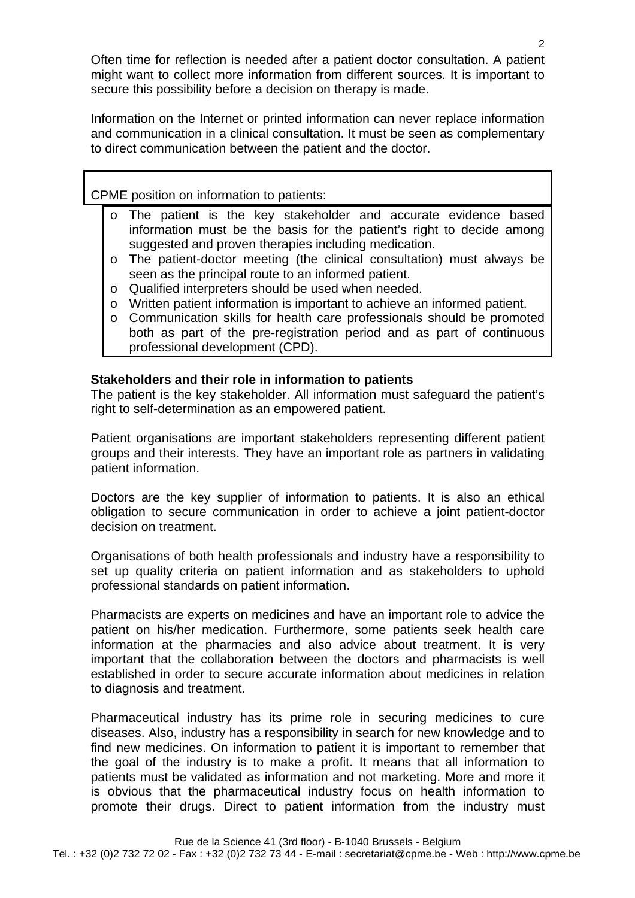Often time for reflection is needed after a patient doctor consultation. A patient might want to collect more information from different sources. It is important to secure this possibility before a decision on therapy is made.

Information on the Internet or printed information can never replace information and communication in a clinical consultation. It must be seen as complementary to direct communication between the patient and the doctor.

CPME position on information to patients:

- The patient is the key stakeholder and accurate evidence based information must be the basis for the patient's right to decide among suggested and proven therapies including medication.
- The patient-doctor meeting (the clinical consultation) must always be seen as the principal route to an informed patient.
- Qualified interpreters should be used when needed.
- Written patient information is important to achieve an informed patient.
- Communication skills for health care professionals should be promoted both as part of the pre-registration period and as part of continuous professional development (CPD).

**Stakeholders and their role in information to patients**

The patient is the key stakeholder. All information must safeguard the patient's right to self-determination as an empowered patient.

Patient organisations are important stakeholders representing different patient groups and their interests. They have an important role as partners in validating patient information.

Doctors are the key supplier of information to patients. It is also an ethical obligation to secure communication in order to achieve a joint patient-doctor decision on treatment.

Organisations of both health professionals and industry have a responsibility to set up quality criteria on patient information and as stakeholders to uphold professional standards on patient information.

Pharmacists are experts on medicines and have an important role to advice the patient on his/her medication. Furthermore, some patients seek health care information at the pharmacies and also advice about treatment. It is very important that the collaboration between the doctors and pharmacists is well established in order to secure accurate information about medicines in relation to diagnosis and treatment.

Pharmaceutical industry has its prime role in securing medicines to cure diseases. Also, industry has a responsibility in search for new knowledge and to find new medicines. On information to patient it is important to remember that the goal of the industry is to make a profit. It means that all information to patients must be validated as information and not marketing. More and more it is obvious that the pharmaceutical industry focus on health information to promote their drugs. Direct to patient information from the industry must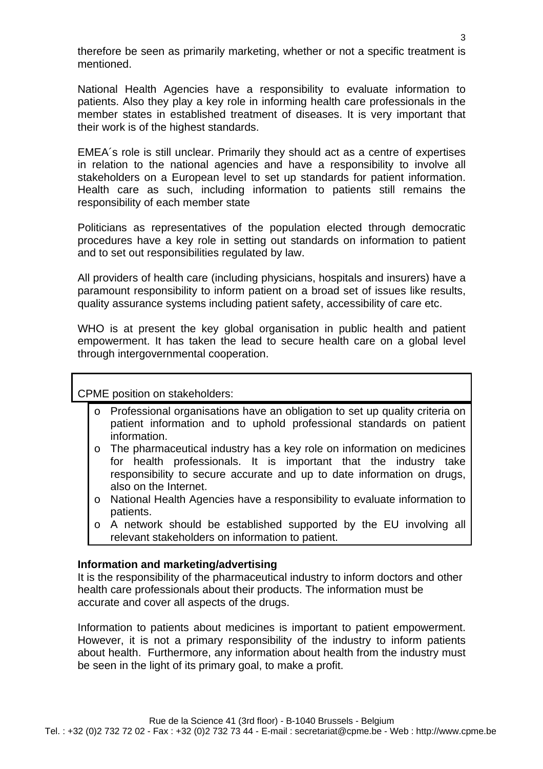therefore be seen as primarily marketing, whether or not a specific treatment is mentioned.

National Health Agencies have a responsibility to evaluate information to patients. Also they play a key role in informing health care professionals in the member states in established treatment of diseases. It is very important that their work is of the highest standards.

EMEA´s role is still unclear. Primarily they should act as a centre of expertises in relation to the national agencies and have a responsibility to involve all stakeholders on a European level to set up standards for patient information. Health care as such, including information to patients still remains the responsibility of each member state

Politicians as representatives of the population elected through democratic procedures have a key role in setting out standards on information to patient and to set out responsibilities regulated by law.

All providers of health care (including physicians, hospitals and insurers) have a paramount responsibility to inform patient on a broad set of issues like results, quality assurance systems including patient safety, accessibility of care etc.

WHO is at present the key global organisation in public health and patient empowerment. It has taken the lead to secure health care on a global level through intergovernmental cooperation.

CPME position on stakeholders:

- Professional organisations have an obligation to set up quality criteria on patient information and to uphold professional standards on patient information.
- The pharmaceutical industry has a key role on information on medicines for health professionals. It is important that the industry take responsibility to secure accurate and up to date information on drugs, also on the Internet.
- National Health Agencies have a responsibility to evaluate information to patients.
- A network should be established supported by the EU involving all relevant stakeholders on information to patient.

**Information and marketing/advertising**

It is the responsibility of the pharmaceutical industry to inform doctors and other health care professionals about their products. The information must be accurate and cover all aspects of the drugs.

Information to patients about medicines is important to patient empowerment. However, it is not a primary responsibility of the industry to inform patients about health. Furthermore, any information about health from the industry must be seen in the light of its primary goal, to make a profit.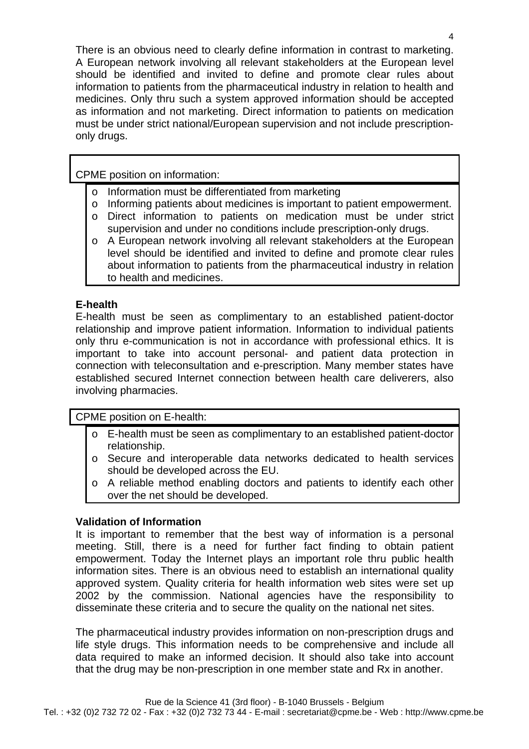There is an obvious need to clearly define information in contrast to marketing. A European network involving all relevant stakeholders at the European level should be identified and invited to define and promote clear rules about information to patients from the pharmaceutical industry in relation to health and medicines. Only thru such a system approved information should be accepted as information and not marketing. Direct information to patients on medication must be under strict national/European supervision and not include prescription-only drugs.

CPME position on information:

- Information must be differentiated from marketing
- Informing patients about medicines is important to patient empowerment.
- Direct information to patients on medication must be under strict supervision and under no conditions include prescription-only drugs.
- A European network involving all relevant stakeholders at the European level should be identified and invited to define and promote clear rules about information to patients from the pharmaceutical industry in relation to health and medicines.

**E-health**

E-health must be seen as complimentary to an established patient-doctor relationship and improve patient information. Information to individual patients only thru e-communication is not in accordance with professional ethics. It is important to take into account personal- and patient data protection in connection with teleconsultation and e-prescription. Many member states have established secured Internet connection between health care deliverers, also involving pharmacies.

CPME position on E-health:

- E-health must be seen as complimentary to an established patient-doctor relationship.
- Secure and interoperable data networks dedicated to health services should be developed across the EU.
- A reliable method enabling doctors and patients to identify each other over the net should be developed.

**Validation of Information**

It is important to remember that the best way of information is a personal meeting. Still, there is a need for further fact finding to obtain patient empowerment. Today the Internet plays an important role thru public health information sites. There is an obvious need to establish an international quality approved system. Quality criteria for health information web sites were set up 2002 by the commission. National agencies have the responsibility to disseminate these criteria and to secure the quality on the national net sites.

The pharmaceutical industry provides information on non-prescription drugs and life style drugs. This information needs to be comprehensive and include all data required to make an informed decision. It should also take into account that the drug may be non-prescription in one member state and Rx in another.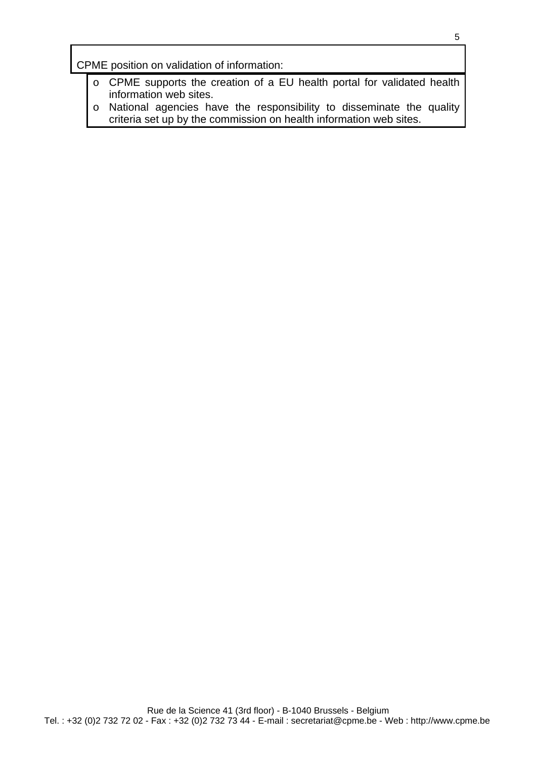CPME position on validation of information:

- CPME supports the creation of a EU health portal for validated health information web sites.
- National agencies have the responsibility to disseminate the quality criteria set up by the commission on health information web sites.

Rue de la Science 41 (3rd floor) - B-1040 Brussels - Belgium
Tel. : +32 (0)2 732 72 02 - Fax : +32 (0)2 732 73 44 - E-mail : secretariat@cpme.be - Web : http://www.cpme.be